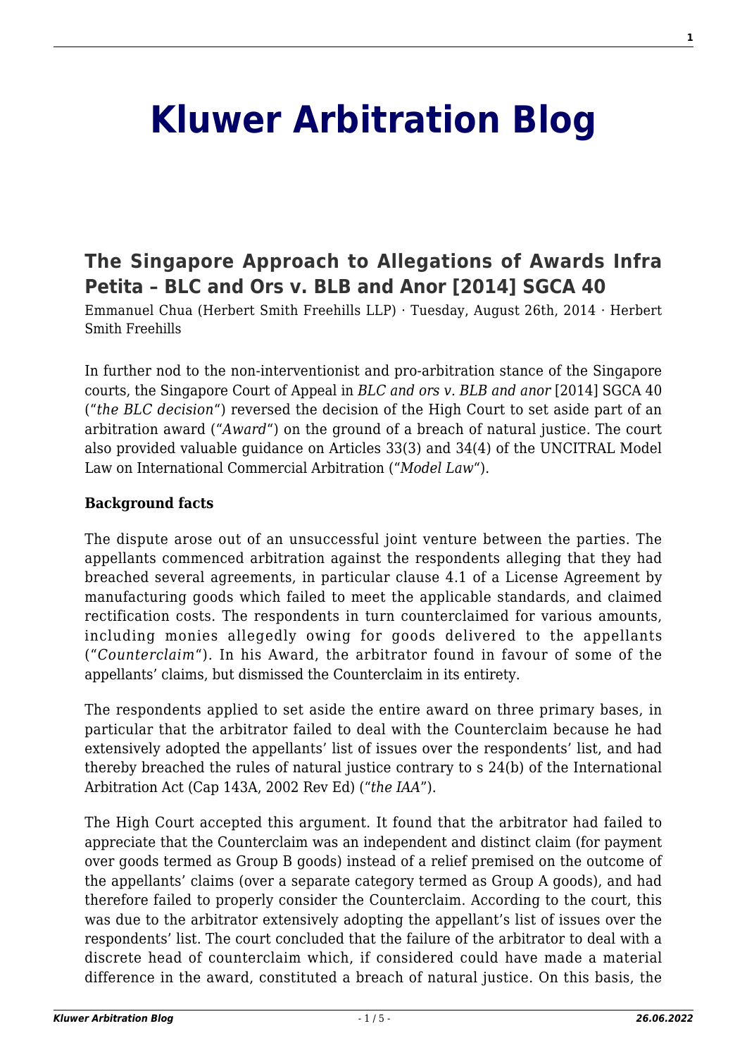# Kluwer Arbitration Blog

## The Singapore Approach to Allegations of Awards Infra Petita – BLC and Ors v. BLB and Anor [2014] SGCA 40

Emmanuel Chua (Herbert Smith Freehills LLP) · Tuesday, August 26th, 2014 · Herbert Smith Freehills

In further nod to the non-interventionist and pro-arbitration stance of the Singapore courts, the Singapore Court of Appeal in *BLC and ors v. BLB and anor* [2014] SGCA 40 ("*the BLC decision*") reversed the decision of the High Court to set aside part of an arbitration award ("*Award*") on the ground of a breach of natural justice. The court also provided valuable guidance on Articles 33(3) and 34(4) of the UNCITRAL Model Law on International Commercial Arbitration ("*Model Law*").

**Background facts**

The dispute arose out of an unsuccessful joint venture between the parties. The appellants commenced arbitration against the respondents alleging that they had breached several agreements, in particular clause 4.1 of a License Agreement by manufacturing goods which failed to meet the applicable standards, and claimed rectification costs. The respondents in turn counterclaimed for various amounts, including monies allegedly owing for goods delivered to the appellants ("*Counterclaim*"). In his Award, the arbitrator found in favour of some of the appellants' claims, but dismissed the Counterclaim in its entirety.

The respondents applied to set aside the entire award on three primary bases, in particular that the arbitrator failed to deal with the Counterclaim because he had extensively adopted the appellants' list of issues over the respondents' list, and had thereby breached the rules of natural justice contrary to s 24(b) of the International Arbitration Act (Cap 143A, 2002 Rev Ed) ("*the IAA*").

The High Court accepted this argument. It found that the arbitrator had failed to appreciate that the Counterclaim was an independent and distinct claim (for payment over goods termed as Group B goods) instead of a relief premised on the outcome of the appellants' claims (over a separate category termed as Group A goods), and had therefore failed to properly consider the Counterclaim. According to the court, this was due to the arbitrator extensively adopting the appellant's list of issues over the respondents' list. The court concluded that the failure of the arbitrator to deal with a discrete head of counterclaim which, if considered could have made a material difference in the award, constituted a breach of natural justice. On this basis, the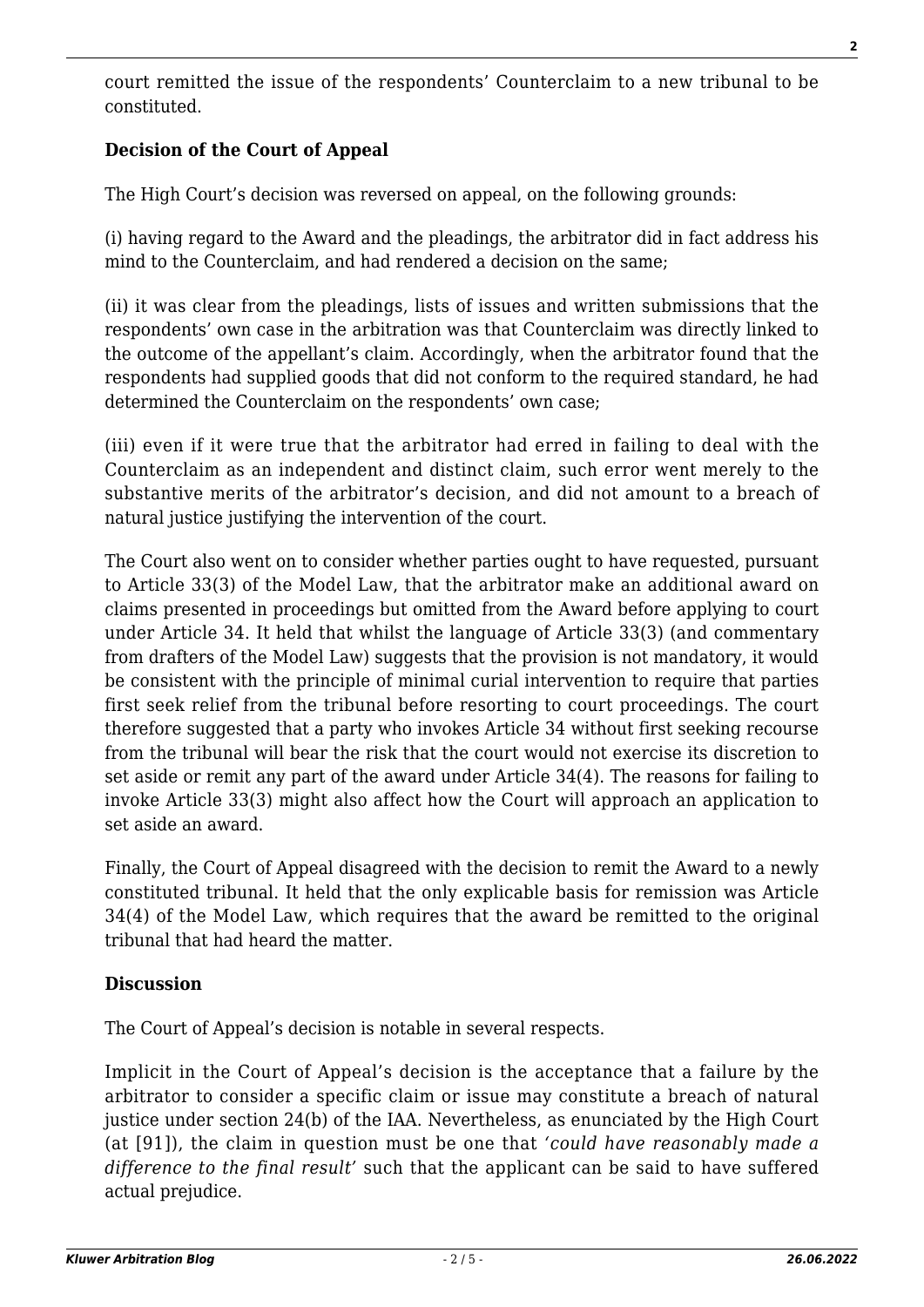court remitted the issue of the respondents' Counterclaim to a new tribunal to be constituted.

**Decision of the Court of Appeal**

The High Court's decision was reversed on appeal, on the following grounds:

(i) having regard to the Award and the pleadings, the arbitrator did in fact address his mind to the Counterclaim, and had rendered a decision on the same;

(ii) it was clear from the pleadings, lists of issues and written submissions that the respondents' own case in the arbitration was that Counterclaim was directly linked to the outcome of the appellant's claim. Accordingly, when the arbitrator found that the respondents had supplied goods that did not conform to the required standard, he had determined the Counterclaim on the respondents' own case;

(iii) even if it were true that the arbitrator had erred in failing to deal with the Counterclaim as an independent and distinct claim, such error went merely to the substantive merits of the arbitrator's decision, and did not amount to a breach of natural justice justifying the intervention of the court.

The Court also went on to consider whether parties ought to have requested, pursuant to Article 33(3) of the Model Law, that the arbitrator make an additional award on claims presented in proceedings but omitted from the Award before applying to court under Article 34. It held that whilst the language of Article 33(3) (and commentary from drafters of the Model Law) suggests that the provision is not mandatory, it would be consistent with the principle of minimal curial intervention to require that parties first seek relief from the tribunal before resorting to court proceedings. The court therefore suggested that a party who invokes Article 34 without first seeking recourse from the tribunal will bear the risk that the court would not exercise its discretion to set aside or remit any part of the award under Article 34(4). The reasons for failing to invoke Article 33(3) might also affect how the Court will approach an application to set aside an award.

Finally, the Court of Appeal disagreed with the decision to remit the Award to a newly constituted tribunal. It held that the only explicable basis for remission was Article 34(4) of the Model Law, which requires that the award be remitted to the original tribunal that had heard the matter.

**Discussion**

The Court of Appeal's decision is notable in several respects.

Implicit in the Court of Appeal's decision is the acceptance that a failure by the arbitrator to consider a specific claim or issue may constitute a breach of natural justice under section 24(b) of the IAA. Nevertheless, as enunciated by the High Court (at [91]), the claim in question must be one that *'could have reasonably made a difference to the final result'* such that the applicant can be said to have suffered actual prejudice.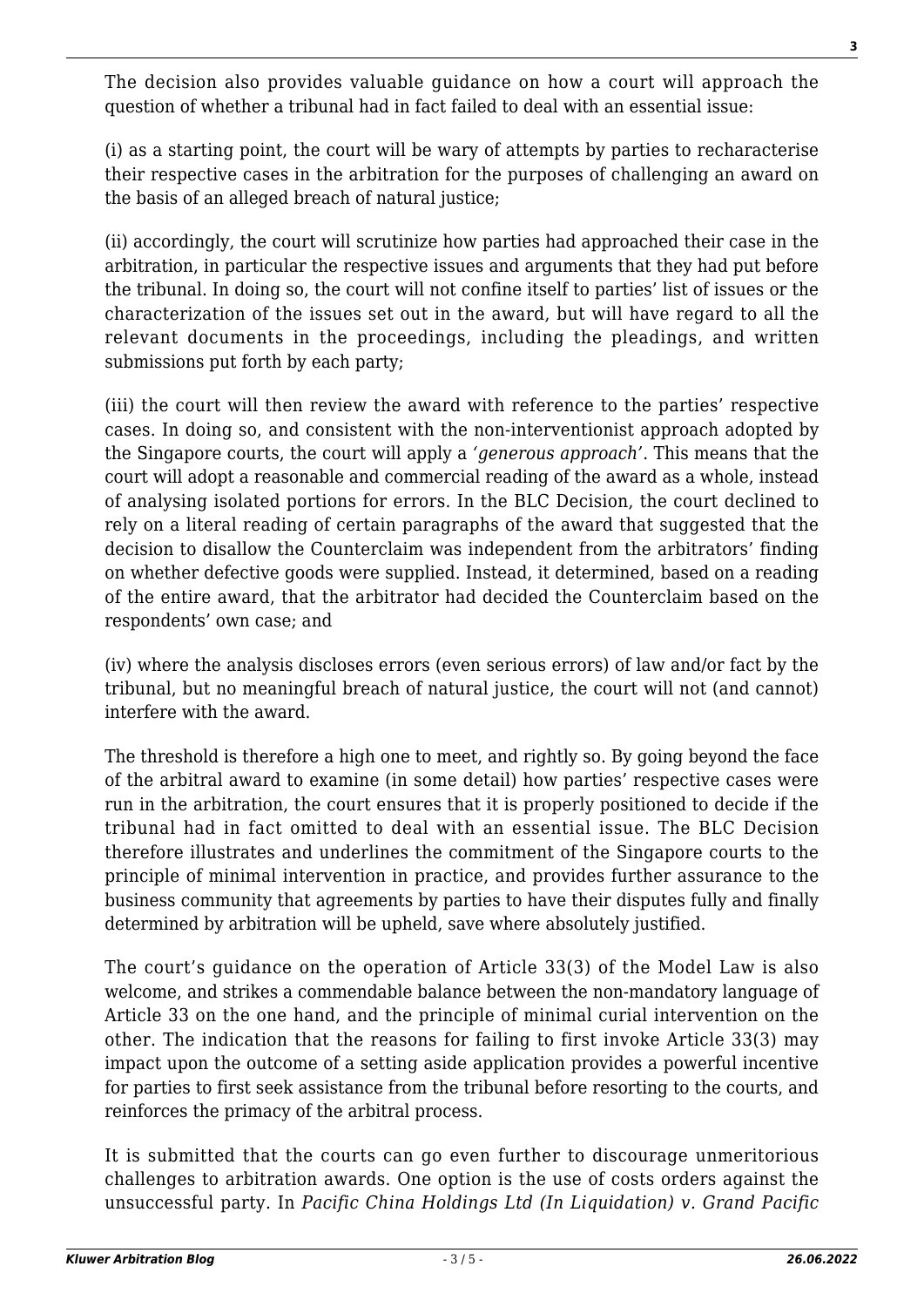The decision also provides valuable guidance on how a court will approach the question of whether a tribunal had in fact failed to deal with an essential issue:

(i) as a starting point, the court will be wary of attempts by parties to recharacterise their respective cases in the arbitration for the purposes of challenging an award on the basis of an alleged breach of natural justice;

(ii) accordingly, the court will scrutinize how parties had approached their case in the arbitration, in particular the respective issues and arguments that they had put before the tribunal. In doing so, the court will not confine itself to parties' list of issues or the characterization of the issues set out in the award, but will have regard to all the relevant documents in the proceedings, including the pleadings, and written submissions put forth by each party;

(iii) the court will then review the award with reference to the parties' respective cases. In doing so, and consistent with the non-interventionist approach adopted by the Singapore courts, the court will apply a *'generous approach'*. This means that the court will adopt a reasonable and commercial reading of the award as a whole, instead of analysing isolated portions for errors. In the BLC Decision, the court declined to rely on a literal reading of certain paragraphs of the award that suggested that the decision to disallow the Counterclaim was independent from the arbitrators' finding on whether defective goods were supplied. Instead, it determined, based on a reading of the entire award, that the arbitrator had decided the Counterclaim based on the respondents' own case; and

(iv) where the analysis discloses errors (even serious errors) of law and/or fact by the tribunal, but no meaningful breach of natural justice, the court will not (and cannot) interfere with the award.

The threshold is therefore a high one to meet, and rightly so. By going beyond the face of the arbitral award to examine (in some detail) how parties' respective cases were run in the arbitration, the court ensures that it is properly positioned to decide if the tribunal had in fact omitted to deal with an essential issue. The BLC Decision therefore illustrates and underlines the commitment of the Singapore courts to the principle of minimal intervention in practice, and provides further assurance to the business community that agreements by parties to have their disputes fully and finally determined by arbitration will be upheld, save where absolutely justified.

The court's guidance on the operation of Article 33(3) of the Model Law is also welcome, and strikes a commendable balance between the non-mandatory language of Article 33 on the one hand, and the principle of minimal curial intervention on the other. The indication that the reasons for failing to first invoke Article 33(3) may impact upon the outcome of a setting aside application provides a powerful incentive for parties to first seek assistance from the tribunal before resorting to the courts, and reinforces the primacy of the arbitral process.

It is submitted that the courts can go even further to discourage unmeritorious challenges to arbitration awards. One option is the use of costs orders against the unsuccessful party. In *Pacific China Holdings Ltd (In Liquidation) v. Grand Pacific*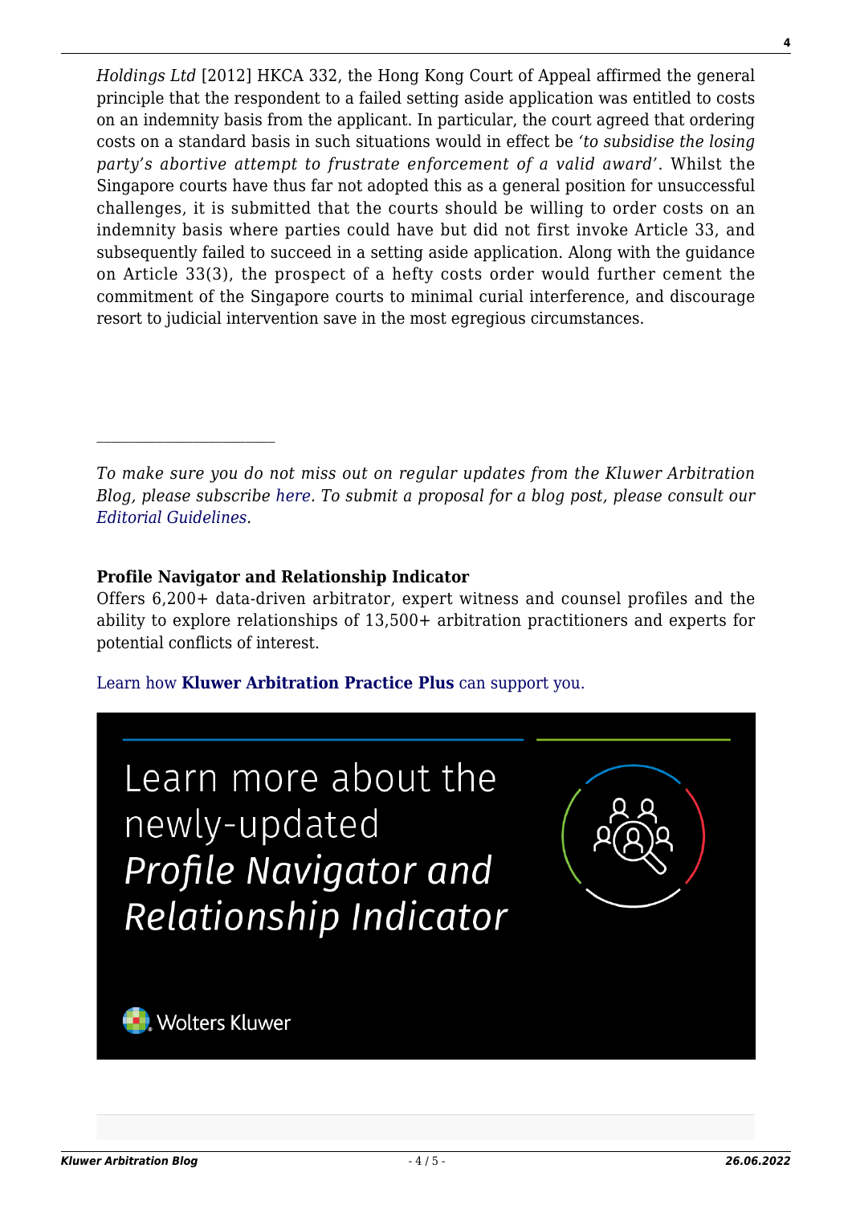*Holdings Ltd* [2012] HKCA 332, the Hong Kong Court of Appeal affirmed the general principle that the respondent to a failed setting aside application was entitled to costs on an indemnity basis from the applicant. In particular, the court agreed that ordering costs on a standard basis in such situations would in effect be '*to subsidise the losing party's abortive attempt to frustrate enforcement of a valid award*'. Whilst the Singapore courts have thus far not adopted this as a general position for unsuccessful challenges, it is submitted that the courts should be willing to order costs on an indemnity basis where parties could have but did not first invoke Article 33, and subsequently failed to succeed in a setting aside application. Along with the guidance on Article 33(3), the prospect of a hefty costs order would further cement the commitment of the Singapore courts to minimal curial interference, and discourage resort to judicial intervention save in the most egregious circumstances.

---

*To make sure you do not miss out on regular updates from the Kluwer Arbitration Blog, please subscribe here. To submit a proposal for a blog post, please consult our Editorial Guidelines.*

**Profile Navigator and Relationship Indicator**
Offers 6,200+ data-driven arbitrator, expert witness and counsel profiles and the ability to explore relationships of 13,500+ arbitration practitioners and experts for potential conflicts of interest.

Learn how **Kluwer Arbitration Practice Plus** can support you.

Learn more about the newly-updated *Profile Navigator and Relationship Indicator*

Wolters Kluwer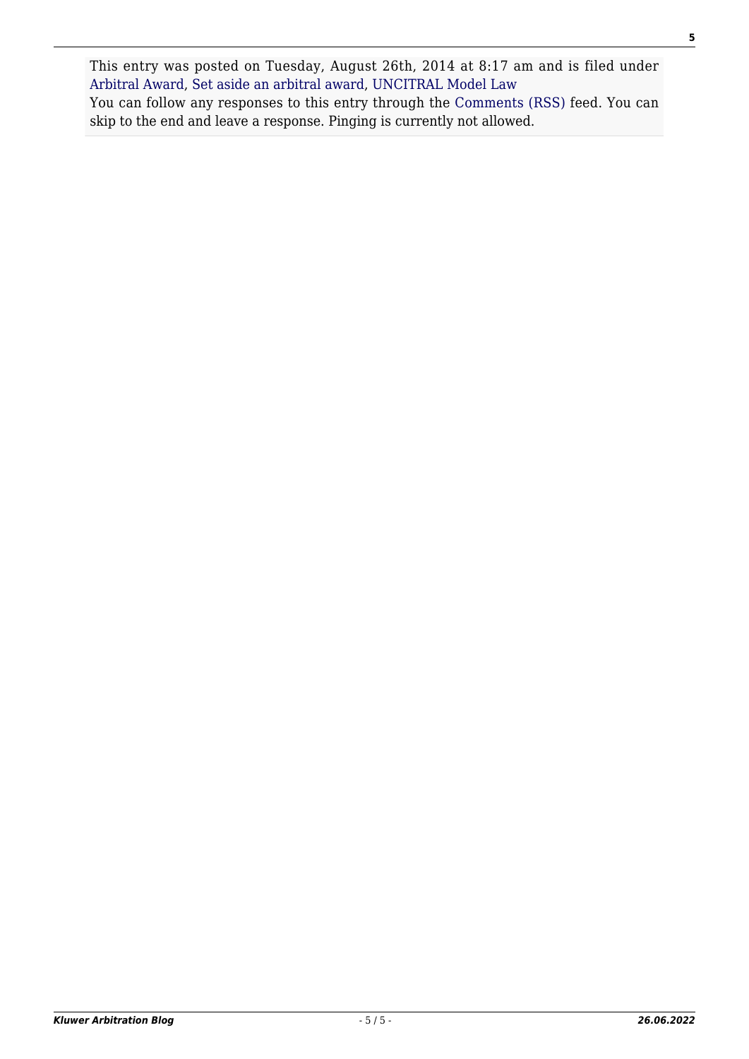This entry was posted on Tuesday, August 26th, 2014 at 8:17 am and is filed under Arbitral Award, Set aside an arbitral award, UNCITRAL Model Law
You can follow any responses to this entry through the Comments (RSS) feed. You can skip to the end and leave a response. Pinging is currently not allowed.